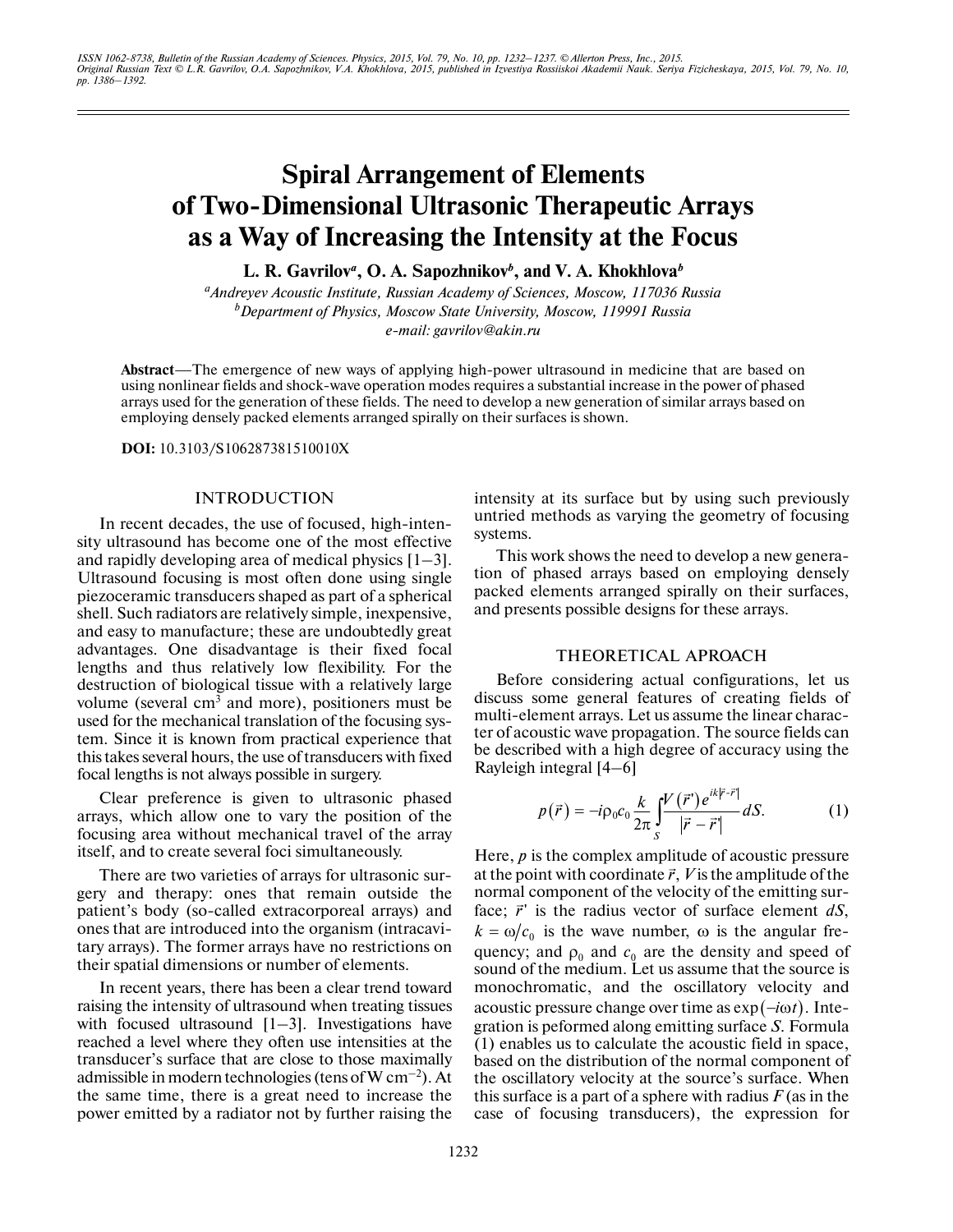# Spiral Arrangement of Elements of Two-Dimensional Ultrasonic Therapeutic Arrays as a Way of Increasing the Intensity at the Focus

**L. R. Gavrilov[a], O. A. Sapozhnikov[b], and V. A. Khokhlova[b]**

[a]*Andreyev Acoustic Institute, Russian Academy of Sciences, Moscow, 117036 Russia*
[b]*Department of Physics, Moscow State University, Moscow, 119991 Russia*
*e-mail: gavrilov@akin.ru*

**Abstract**—The emergence of new ways of applying high-power ultrasound in medicine that are based on using nonlinear fields and shock-wave operation modes requires a substantial increase in the power of phased arrays used for the generation of these fields. The need to develop a new generation of similar arrays based on employing densely packed elements arranged spirally on their surfaces is shown.

**DOI:** 10.3103/S106287381510010X

## INTRODUCTION

In recent decades, the use of focused, high-intensity ultrasound has become one of the most effective and rapidly developing area of medical physics [1–3]. Ultrasound focusing is most often done using single piezoceramic transducers shaped as part of a spherical shell. Such radiators are relatively simple, inexpensive, and easy to manufacture; these are undoubtedly great advantages. One disadvantage is their fixed focal lengths and thus relatively low flexibility. For the destruction of biological tissue with a relatively large volume (several cm$^3$ and more), positioners must be used for the mechanical translation of the focusing system. Since it is known from practical experience that this takes several hours, the use of transducers with fixed focal lengths is not always possible in surgery.

Clear preference is given to ultrasonic phased arrays, which allow one to vary the position of the focusing area without mechanical travel of the array itself, and to create several foci simultaneously.

There are two varieties of arrays for ultrasonic surgery and therapy: ones that remain outside the patient's body (so-called extracorporeal arrays) and ones that are introduced into the organism (intracavitary arrays). The former arrays have no restrictions on their spatial dimensions or number of elements.

In recent years, there has been a clear trend toward raising the intensity of ultrasound when treating tissues with focused ultrasound [1–3]. Investigations have reached a level where they often use intensities at the transducer's surface that are close to those maximally admissible in modern technologies (tens of W cm$^{-2}$). At the same time, there is a great need to increase the power emitted by a radiator not by further raising the intensity at its surface but by using such previously untried methods as varying the geometry of focusing systems.

This work shows the need to develop a new generation of phased arrays based on employing densely packed elements arranged spirally on their surfaces, and presents possible designs for these arrays.

## THEORETICAL APROACH

Before considering actual configurations, let us discuss some general features of creating fields of multi-element arrays. Let us assume the linear character of acoustic wave propagation. The source fields can be described with a high degree of accuracy using the Rayleigh integral [4–6]

$$p(\vec{r}) = -i\rho_0 c_0 \frac{k}{2\pi} \int_S \frac{V(\vec{r}\,')e^{ik|\vec{r}-\vec{r}\,'|}}{|\vec{r}-\vec{r}\,'|} dS. \qquad (1)$$

Here, $p$ is the complex amplitude of acoustic pressure at the point with coordinate $\vec{r}$, $V$ is the amplitude of the normal component of the velocity of the emitting surface; $\vec{r}\,'$ is the radius vector of surface element $dS$, $k = \omega/c_0$ is the wave number, $\omega$ is the angular frequency; and $\rho_0$ and $c_0$ are the density and speed of sound of the medium. Let us assume that the source is monochromatic, and the oscillatory velocity and acoustic pressure change over time as $\exp(-i\omega t)$. Integration is peformed along emitting surface $S$. Formula (1) enables us to calculate the acoustic field in space, based on the distribution of the normal component of the oscillatory velocity at the source's surface. When this surface is a part of a sphere with radius $F$ (as in the case of focusing transducers), the expression for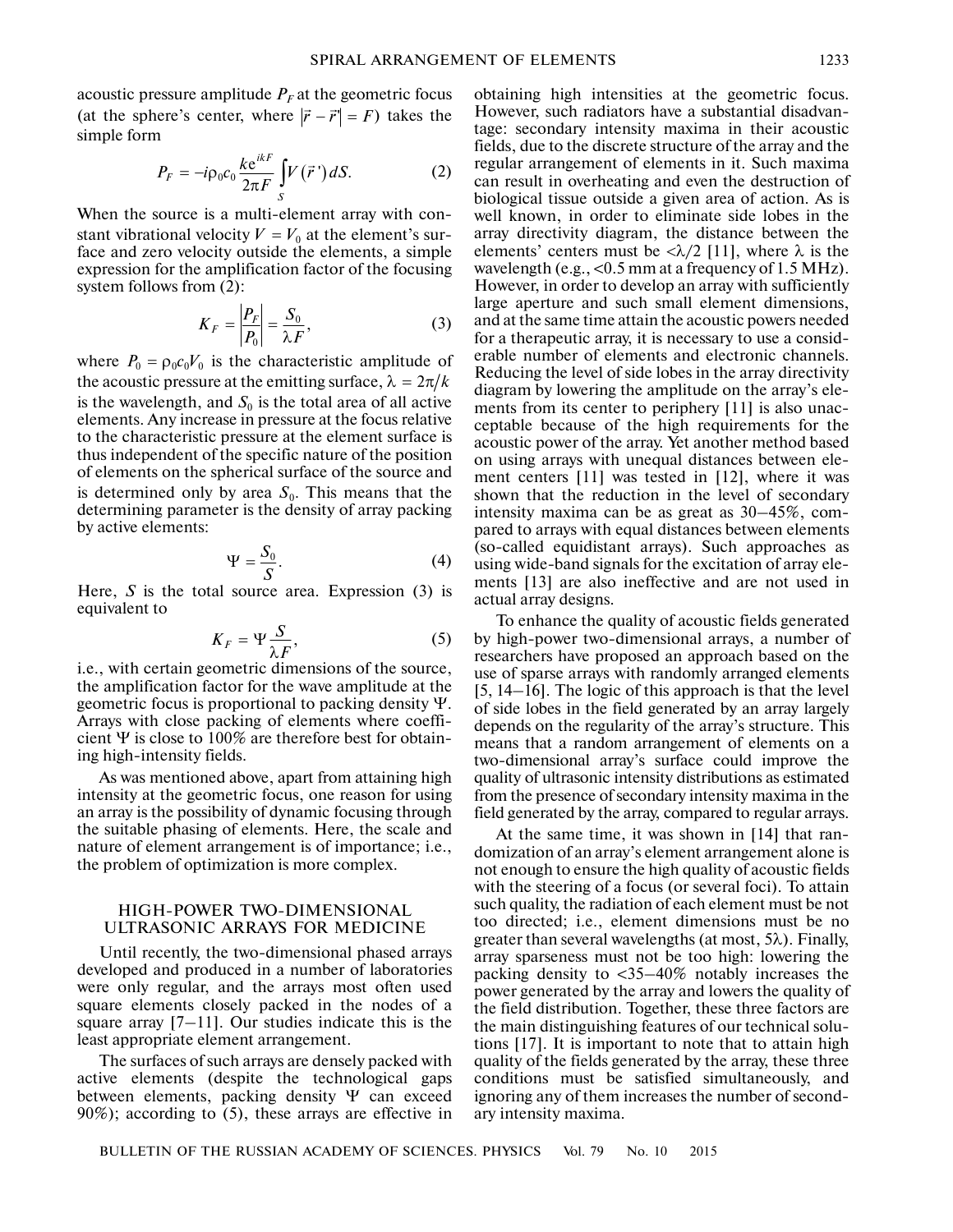acoustic pressure amplitude $P_F$ at the geometric focus (at the sphere's center, where $|\vec{r} - \vec{r}'| = F$) takes the simple form

$$P_F = -i\rho_0 c_0 \frac{k e^{ikF}}{2\pi F} \int_S V(\vec{r}\,')\, dS. \tag{2}$$

When the source is a multi-element array with constant vibrational velocity $V = V_0$ at the element's surface and zero velocity outside the elements, a simple expression for the amplification factor of the focusing system follows from (2):

$$K_F = \left|\frac{P_F}{P_0}\right| = \frac{S_0}{\lambda F}, \tag{3}$$

where $P_0 = \rho_0 c_0 V_0$ is the characteristic amplitude of the acoustic pressure at the emitting surface, $\lambda = 2\pi/k$ is the wavelength, and $S_0$ is the total area of all active elements. Any increase in pressure at the focus relative to the characteristic pressure at the element surface is thus independent of the specific nature of the position of elements on the spherical surface of the source and is determined only by area $S_0$. This means that the determining parameter is the density of array packing by active elements:

$$\Psi = \frac{S_0}{S}. \tag{4}$$

Here, $S$ is the total source area. Expression (3) is equivalent to

$$K_F = \Psi \frac{S}{\lambda F}, \tag{5}$$

i.e., with certain geometric dimensions of the source, the amplification factor for the wave amplitude at the geometric focus is proportional to packing density $\Psi$. Arrays with close packing of elements where coefficient $\Psi$ is close to 100% are therefore best for obtaining high-intensity fields.

As was mentioned above, apart from attaining high intensity at the geometric focus, one reason for using an array is the possibility of dynamic focusing through the suitable phasing of elements. Here, the scale and nature of element arrangement is of importance; i.e., the problem of optimization is more complex.

## HIGH-POWER TWO-DIMENSIONAL ULTRASONIC ARRAYS FOR MEDICINE

Until recently, the two-dimensional phased arrays developed and produced in a number of laboratories were only regular, and the arrays most often used square elements closely packed in the nodes of a square array [7–11]. Our studies indicate this is the least appropriate element arrangement.

The surfaces of such arrays are densely packed with active elements (despite the technological gaps between elements, packing density $\Psi$ can exceed 90%); according to (5), these arrays are effective in obtaining high intensities at the geometric focus. However, such radiators have a substantial disadvantage: secondary intensity maxima in their acoustic fields, due to the discrete structure of the array and the regular arrangement of elements in it. Such maxima can result in overheating and even the destruction of biological tissue outside a given area of action. As is well known, in order to eliminate side lobes in the array directivity diagram, the distance between the elements' centers must be $<\lambda/2$ [11], where $\lambda$ is the wavelength (e.g., <0.5 mm at a frequency of 1.5 MHz). However, in order to develop an array with sufficiently large aperture and such small element dimensions, and at the same time attain the acoustic powers needed for a therapeutic array, it is necessary to use a considerable number of elements and electronic channels. Reducing the level of side lobes in the array directivity diagram by lowering the amplitude on the array's elements from its center to periphery [11] is also unacceptable because of the high requirements for the acoustic power of the array. Yet another method based on using arrays with unequal distances between element centers [11] was tested in [12], where it was shown that the reduction in the level of secondary intensity maxima can be as great as 30–45%, compared to arrays with equal distances between elements (so-called equidistant arrays). Such approaches as using wide-band signals for the excitation of array elements [13] are also ineffective and are not used in actual array designs.

To enhance the quality of acoustic fields generated by high-power two-dimensional arrays, a number of researchers have proposed an approach based on the use of sparse arrays with randomly arranged elements [5, 14–16]. The logic of this approach is that the level of side lobes in the field generated by an array largely depends on the regularity of the array's structure. This means that a random arrangement of elements on a two-dimensional array's surface could improve the quality of ultrasonic intensity distributions as estimated from the presence of secondary intensity maxima in the field generated by the array, compared to regular arrays.

At the same time, it was shown in [14] that randomization of an array's element arrangement alone is not enough to ensure the high quality of acoustic fields with the steering of a focus (or several foci). To attain such quality, the radiation of each element must be not too directed; i.e., element dimensions must be no greater than several wavelengths (at most, $5\lambda$). Finally, array sparseness must not be too high: lowering the packing density to <35–40% notably increases the power generated by the array and lowers the quality of the field distribution. Together, these three factors are the main distinguishing features of our technical solutions [17]. It is important to note that to attain high quality of the fields generated by the array, these three conditions must be satisfied simultaneously, and ignoring any of them increases the number of secondary intensity maxima.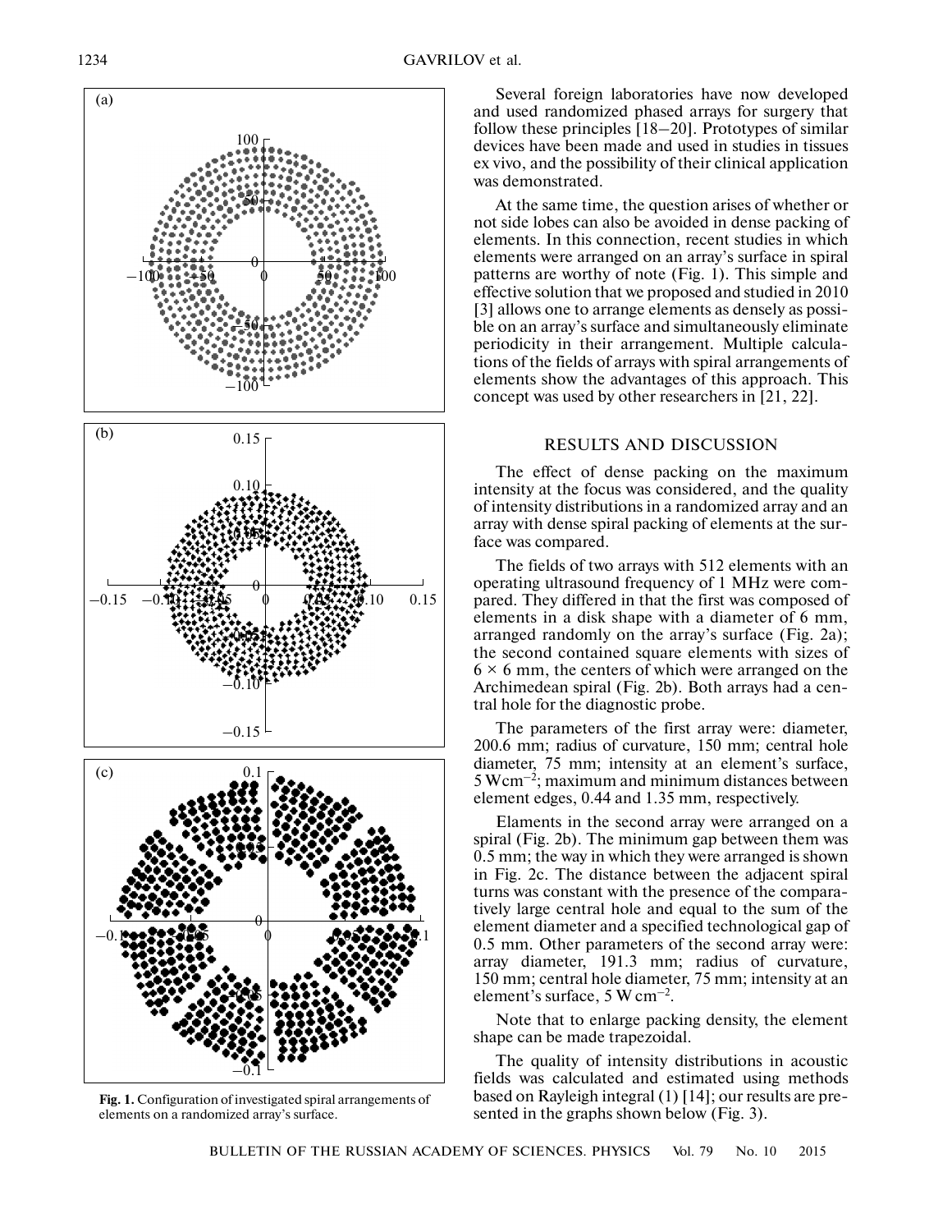(a)

100

50

0

−100 −50 0 50 100

−50

−100

(b)

0.15

0.10

0.05

0

−0.15 −0.10 −0.05 0 0.05 0.10 0.15

−0.05

−0.10

−0.15

(c)

0.1

0.05

0

−0.1 −0.05 0 0.05 0.1

−0.05

−0.1

**Fig. 1.** Configuration of investigated spiral arrangements of elements on a randomized array's surface.

Several foreign laboratories have now developed and used randomized phased arrays for surgery that follow these principles [18–20]. Prototypes of similar devices have been made and used in studies in tissues ex vivo, and the possibility of their clinical application was demonstrated.

At the same time, the question arises of whether or not side lobes can also be avoided in dense packing of elements. In this connection, recent studies in which elements were arranged on an array's surface in spiral patterns are worthy of note (Fig. 1). This simple and effective solution that we proposed and studied in 2010 [3] allows one to arrange elements as densely as possible on an array's surface and simultaneously eliminate periodicity in their arrangement. Multiple calculations of the fields of arrays with spiral arrangements of elements show the advantages of this approach. This concept was used by other researchers in [21, 22].

## RESULTS AND DISCUSSION

The effect of dense packing on the maximum intensity at the focus was considered, and the quality of intensity distributions in a randomized array and an array with dense spiral packing of elements at the surface was compared.

The fields of two arrays with 512 elements with an operating ultrasound frequency of 1 MHz were compared. They differed in that the first was composed of elements in a disk shape with a diameter of 6 mm, arranged randomly on the array's surface (Fig. 2a); the second contained square elements with sizes of $6 \times 6$ mm, the centers of which were arranged on the Archimedean spiral (Fig. 2b). Both arrays had a central hole for the diagnostic probe.

The parameters of the first array were: diameter, 200.6 mm; radius of curvature, 150 mm; central hole diameter, 75 mm; intensity at an element's surface, 5 W$\,$cm$^{-2}$; maximum and minimum distances between element edges, 0.44 and 1.35 mm, respectively.

Elements in the second array were arranged on a spiral (Fig. 2b). The minimum gap between them was 0.5 mm; the way in which they were arranged is shown in Fig. 2c. The distance between the adjacent spiral turns was constant with the presence of the comparatively large central hole and equal to the sum of the element diameter and a specified technological gap of 0.5 mm. Other parameters of the second array were: array diameter, 191.3 mm; radius of curvature, 150 mm; central hole diameter, 75 mm; intensity at an element's surface, 5 W$\,$cm$^{-2}$.

Note that to enlarge packing density, the element shape can be made trapezoidal.

The quality of intensity distributions in acoustic fields was calculated and estimated using methods based on Rayleigh integral (1) [14]; our results are presented in the graphs shown below (Fig. 3).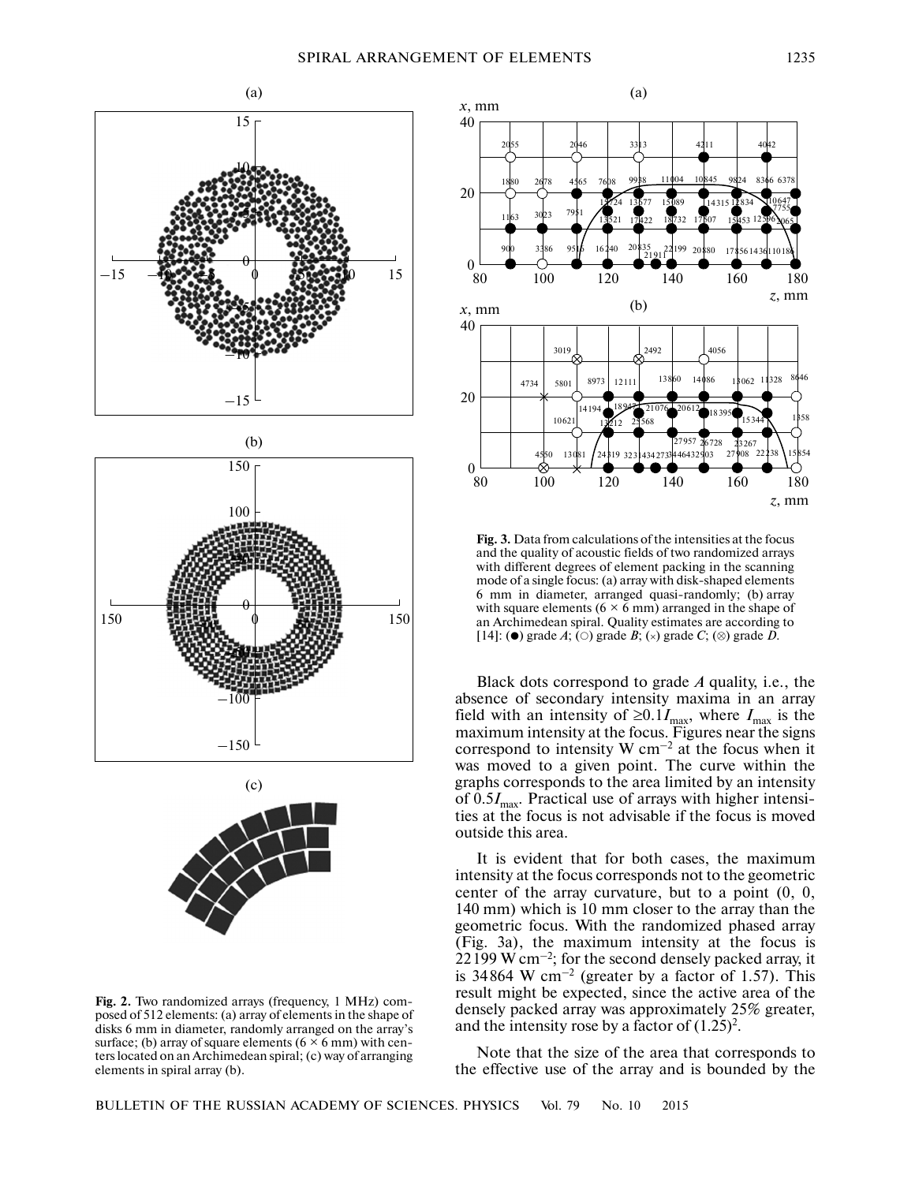(a)

15
10
5
0
−15 −10 −5 0 5 10 15
−5
−10
−15

(b)

150
100
50
0
150 0 150
−50
−100
−150

(c)

**Fig. 2.** Two randomized arrays (frequency, 1 MHz) composed of 512 elements: (a) array of elements in the shape of disks 6 mm in diameter, randomly arranged on the array's surface; (b) array of square elements (6 × 6 mm) with centers located on an Archimedean spiral; (c) way of arranging elements in spiral array (b).

(a)

x, mm
40
2055 2046 3313 4211 4042
1880 2678 4565 7608 9938 11004 10845 9824 8366 6378
20
13724 13677 15089 14315 12834 10647 7755
1163 3023 7951 13521 17422 18732 17607 15453 12596 2065
900 3386 9516 16240 20835 21917 22199 20880 17856 14361 10186
0
80 100 120 140 160 180
z, mm

(b)

x, mm
40
3019 2492 4056
4734 5801 8973 12111 13860 14086 13062 11328 8646
20
14194 18947 21076 20612 18395 15344 1358
10621 13212 23568
27957 26728 23267
4550 13081 24319 32314 34273 34464 32903 27908 22238 15854
0
80 100 120 140 160 180
z, mm

**Fig. 3.** Data from calculations of the intensities at the focus and the quality of acoustic fields of two randomized arrays with different degrees of element packing in the scanning mode of a single focus: (a) array with disk-shaped elements 6 mm in diameter, arranged quasi-randomly; (b) array with square elements (6 × 6 mm) arranged in the shape of an Archimedean spiral. Quality estimates are according to [14]: (●) grade *A*; (○) grade *B*; (×) grade *C*; (⊗) grade *D*.

Black dots correspond to grade *A* quality, i.e., the absence of secondary intensity maxima in an array field with an intensity of $\geq 0.1I_{max}$, where $I_{max}$ is the maximum intensity at the focus. Figures near the signs correspond to intensity W cm$^{-2}$ at the focus when it was moved to a given point. The curve within the graphs corresponds to the area limited by an intensity of $0.5I_{max}$. Practical use of arrays with higher intensities at the focus is not advisable if the focus is moved outside this area.

It is evident that for both cases, the maximum intensity at the focus corresponds not to the geometric center of the array curvature, but to a point (0, 0, 140 mm) which is 10 mm closer to the array than the geometric focus. With the randomized phased array (Fig. 3a), the maximum intensity at the focus is 22199 W cm$^{-2}$; for the second densely packed array, it is 34864 W cm$^{-2}$ (greater by a factor of 1.57). This result might be expected, since the active area of the densely packed array was approximately 25% greater, and the intensity rose by a factor of $(1.25)^2$.

Note that the size of the area that corresponds to the effective use of the array and is bounded by the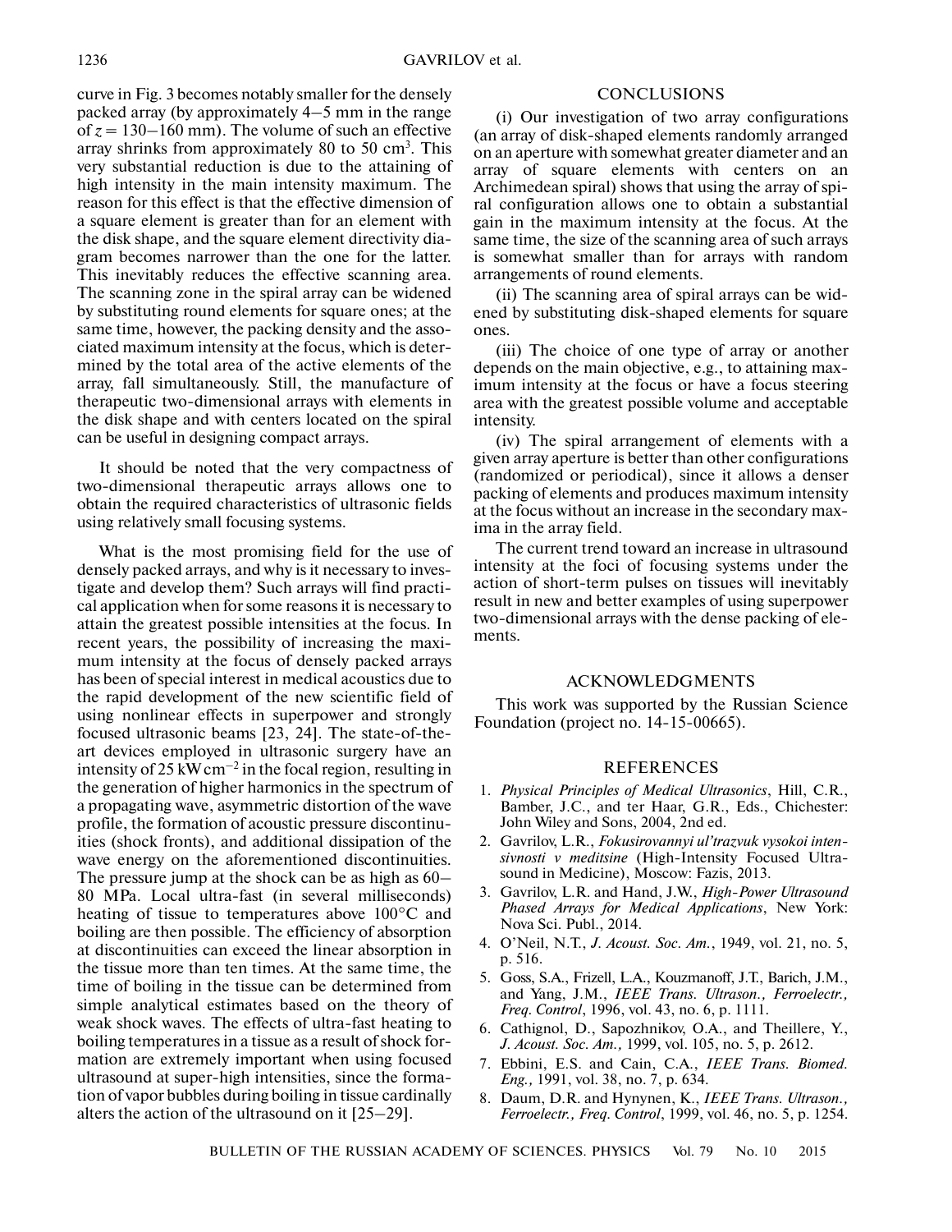curve in Fig. 3 becomes notably smaller for the densely packed array (by approximately 4–5 mm in the range of $z = 130–160$ mm). The volume of such an effective array shrinks from approximately 80 to 50 cm$^3$. This very substantial reduction is due to the attaining of high intensity in the main intensity maximum. The reason for this effect is that the effective dimension of a square element is greater than for an element with the disk shape, and the square element directivity diagram becomes narrower than the one for the latter. This inevitably reduces the effective scanning area. The scanning zone in the spiral array can be widened by substituting round elements for square ones; at the same time, however, the packing density and the associated maximum intensity at the focus, which is determined by the total area of the active elements of the array, fall simultaneously. Still, the manufacture of therapeutic two-dimensional arrays with elements in the disk shape and with centers located on the spiral can be useful in designing compact arrays.

It should be noted that the very compactness of two-dimensional therapeutic arrays allows one to obtain the required characteristics of ultrasonic fields using relatively small focusing systems.

What is the most promising field for the use of densely packed arrays, and why is it necessary to investigate and develop them? Such arrays will find practical application when for some reasons it is necessary to attain the greatest possible intensities at the focus. In recent years, the possibility of increasing the maximum intensity at the focus of densely packed arrays has been of special interest in medical acoustics due to the rapid development of the new scientific field of using nonlinear effects in superpower and strongly focused ultrasonic beams [23, 24]. The state-of-the-art devices employed in ultrasonic surgery have an intensity of 25 kW cm$^{-2}$ in the focal region, resulting in the generation of higher harmonics in the spectrum of a propagating wave, asymmetric distortion of the wave profile, the formation of acoustic pressure discontinuities (shock fronts), and additional dissipation of the wave energy on the aforementioned discontinuities. The pressure jump at the shock can be as high as 60–80 MPa. Local ultra-fast (in several milliseconds) heating of tissue to temperatures above 100°C and boiling are then possible. The efficiency of absorption at discontinuities can exceed the linear absorption in the tissue more than ten times. At the same time, the time of boiling in the tissue can be determined from simple analytical estimates based on the theory of weak shock waves. The effects of ultra-fast heating to boiling temperatures in a tissue as a result of shock formation are extremely important when using focused ultrasound at super-high intensities, since the formation of vapor bubbles during boiling in tissue cardinally alters the action of the ultrasound on it [25–29].

## CONCLUSIONS

(i) Our investigation of two array configurations (an array of disk-shaped elements randomly arranged on an aperture with somewhat greater diameter and an array of square elements with centers on an Archimedean spiral) shows that using the array of spiral configuration allows one to obtain a substantial gain in the maximum intensity at the focus. At the same time, the size of the scanning area of such arrays is somewhat smaller than for arrays with random arrangements of round elements.

(ii) The scanning area of spiral arrays can be widened by substituting disk-shaped elements for square ones.

(iii) The choice of one type of array or another depends on the main objective, e.g., to attaining maximum intensity at the focus or have a focus steering area with the greatest possible volume and acceptable intensity.

(iv) The spiral arrangement of elements with a given array aperture is better than other configurations (randomized or periodical), since it allows a denser packing of elements and produces maximum intensity at the focus without an increase in the secondary maxima in the array field.

The current trend toward an increase in ultrasound intensity at the foci of focusing systems under the action of short-term pulses on tissues will inevitably result in new and better examples of using superpower two-dimensional arrays with the dense packing of elements.

## ACKNOWLEDGMENTS

This work was supported by the Russian Science Foundation (project no. 14-15-00665).

## REFERENCES

1. *Physical Principles of Medical Ultrasonics*, Hill, C.R., Bamber, J.C., and ter Haar, G.R., Eds., Chichester: John Wiley and Sons, 2004, 2nd ed.
2. Gavrilov, L.R., *Fokusirovannyi ul'trazvuk vysokoi intensivnosti v meditsine* (High-Intensity Focused Ultrasound in Medicine), Moscow: Fazis, 2013.
3. Gavrilov, L.R. and Hand, J.W., *High-Power Ultrasound Phased Arrays for Medical Applications*, New York: Nova Sci. Publ., 2014.
4. O'Neil, N.T., *J. Acoust. Soc. Am.*, 1949, vol. 21, no. 5, p. 516.
5. Goss, S.A., Frizell, L.A., Kouzmanoff, J.T., Barich, J.M., and Yang, J.M., *IEEE Trans. Ultrason., Ferroelectr., Freq. Control*, 1996, vol. 43, no. 6, p. 1111.
6. Cathignol, D., Sapozhnikov, O.A., and Theillere, Y., *J. Acoust. Soc. Am.,* 1999, vol. 105, no. 5, p. 2612.
7. Ebbini, E.S. and Cain, C.A., *IEEE Trans. Biomed. Eng.,* 1991, vol. 38, no. 7, p. 634.
8. Daum, D.R. and Hynynen, K., *IEEE Trans. Ultrason., Ferroelectr., Freq. Control*, 1999, vol. 46, no. 5, p. 1254.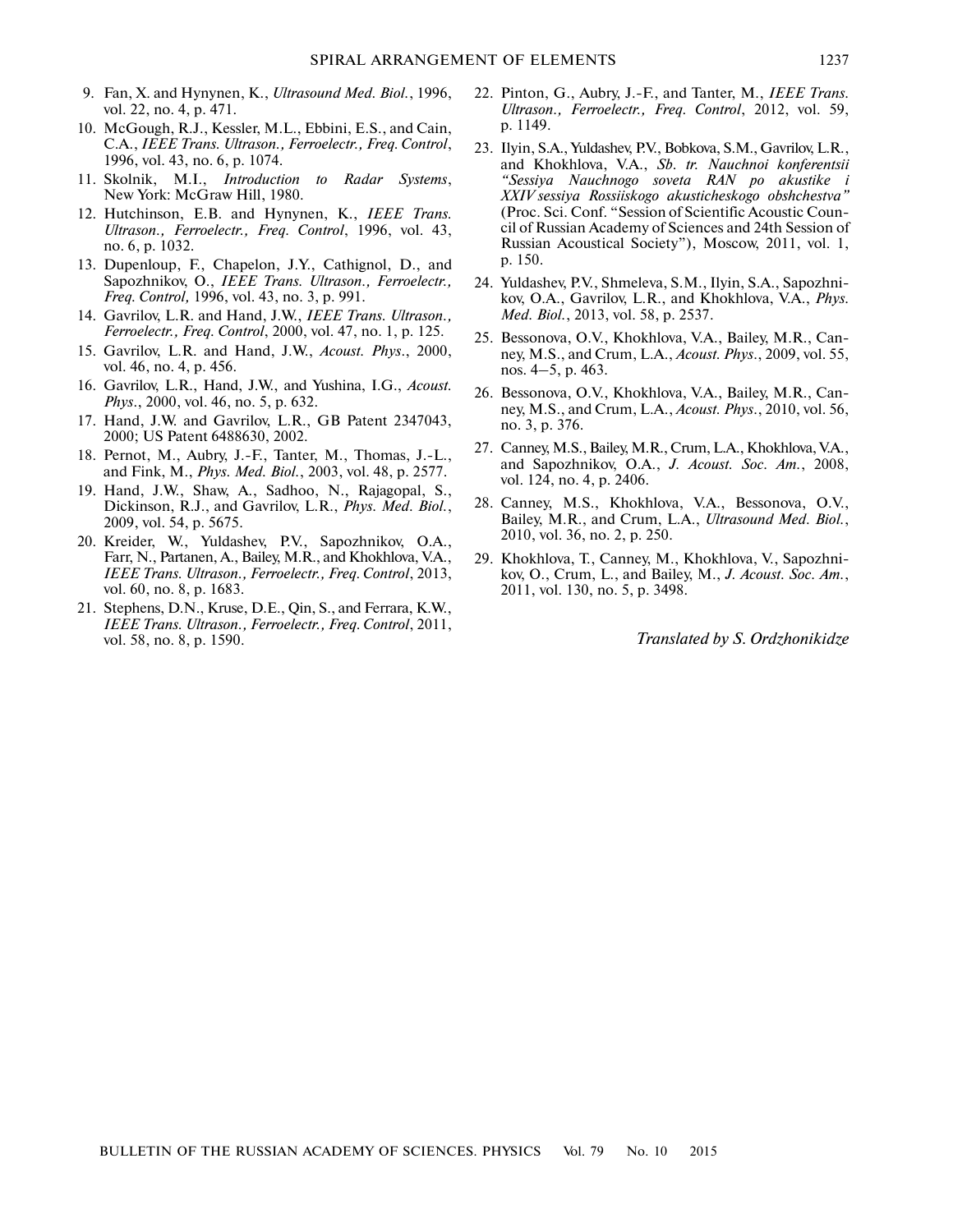9. Fan, X. and Hynynen, K., *Ultrasound Med. Biol.*, 1996, vol. 22, no. 4, p. 471.
10. McGough, R.J., Kessler, M.L., Ebbini, E.S., and Cain, C.A., *IEEE Trans. Ultrason., Ferroelectr., Freq. Control*, 1996, vol. 43, no. 6, p. 1074.
11. Skolnik, M.I., *Introduction to Radar Systems*, New York: McGraw Hill, 1980.
12. Hutchinson, E.B. and Hynynen, K., *IEEE Trans. Ultrason., Ferroelectr., Freq. Control*, 1996, vol. 43, no. 6, p. 1032.
13. Dupenloup, F., Chapelon, J.Y., Cathignol, D., and Sapozhnikov, O., *IEEE Trans. Ultrason., Ferroelectr., Freq. Control,* 1996, vol. 43, no. 3, p. 991.
14. Gavrilov, L.R. and Hand, J.W., *IEEE Trans. Ultrason., Ferroelectr., Freq. Control*, 2000, vol. 47, no. 1, p. 125.
15. Gavrilov, L.R. and Hand, J.W., *Acoust. Phys.*, 2000, vol. 46, no. 4, p. 456.
16. Gavrilov, L.R., Hand, J.W., and Yushina, I.G., *Acoust. Phys.*, 2000, vol. 46, no. 5, p. 632.
17. Hand, J.W. and Gavrilov, L.R., GB Patent 2347043, 2000; US Patent 6488630, 2002.
18. Pernot, M., Aubry, J.-F., Tanter, M., Thomas, J.-L., and Fink, M., *Phys. Med. Biol.*, 2003, vol. 48, p. 2577.
19. Hand, J.W., Shaw, A., Sadhoo, N., Rajagopal, S., Dickinson, R.J., and Gavrilov, L.R., *Phys. Med. Biol.*, 2009, vol. 54, p. 5675.
20. Kreider, W., Yuldashev, P.V., Sapozhnikov, O.A., Farr, N., Partanen, A., Bailey, M.R., and Khokhlova, V.A., *IEEE Trans. Ultrason., Ferroelectr., Freq. Control*, 2013, vol. 60, no. 8, p. 1683.
21. Stephens, D.N., Kruse, D.E., Qin, S., and Ferrara, K.W., *IEEE Trans. Ultrason., Ferroelectr., Freq. Control*, 2011, vol. 58, no. 8, p. 1590.
22. Pinton, G., Aubry, J.-F., and Tanter, M., *IEEE Trans. Ultrason., Ferroelectr., Freq. Control*, 2012, vol. 59, p. 1149.
23. Ilyin, S.A., Yuldashev, P.V., Bobkova, S.M., Gavrilov, L.R., and Khokhlova, V.A., *Sb. tr. Nauchnoi konferentsii "Sessiya Nauchnogo soveta RAN po akustike i XXIV sessiya Rossiiskogo akusticheskogo obshchestva"* (Proc. Sci. Conf. "Session of Scientific Acoustic Council of Russian Academy of Sciences and 24th Session of Russian Acoustical Society"), Moscow, 2011, vol. 1, p. 150.
24. Yuldashev, P.V., Shmeleva, S.M., Ilyin, S.A., Sapozhnikov, O.A., Gavrilov, L.R., and Khokhlova, V.A., *Phys. Med. Biol.*, 2013, vol. 58, p. 2537.
25. Bessonova, O.V., Khokhlova, V.A., Bailey, M.R., Canney, M.S., and Crum, L.A., *Acoust. Phys.*, 2009, vol. 55, nos. 4–5, p. 463.
26. Bessonova, O.V., Khokhlova, V.A., Bailey, M.R., Canney, M.S., and Crum, L.A., *Acoust. Phys.*, 2010, vol. 56, no. 3, p. 376.
27. Canney, M.S., Bailey, M.R., Crum, L.A., Khokhlova, V.A., and Sapozhnikov, O.A., *J. Acoust. Soc. Am.*, 2008, vol. 124, no. 4, p. 2406.
28. Canney, M.S., Khokhlova, V.A., Bessonova, O.V., Bailey, M.R., and Crum, L.A., *Ultrasound Med. Biol.*, 2010, vol. 36, no. 2, p. 250.
29. Khokhlova, T., Canney, M., Khokhlova, V., Sapozhnikov, O., Crum, L., and Bailey, M., *J. Acoust. Soc. Am.*, 2011, vol. 130, no. 5, p. 3498.

*Translated by S. Ordzhonikidze*